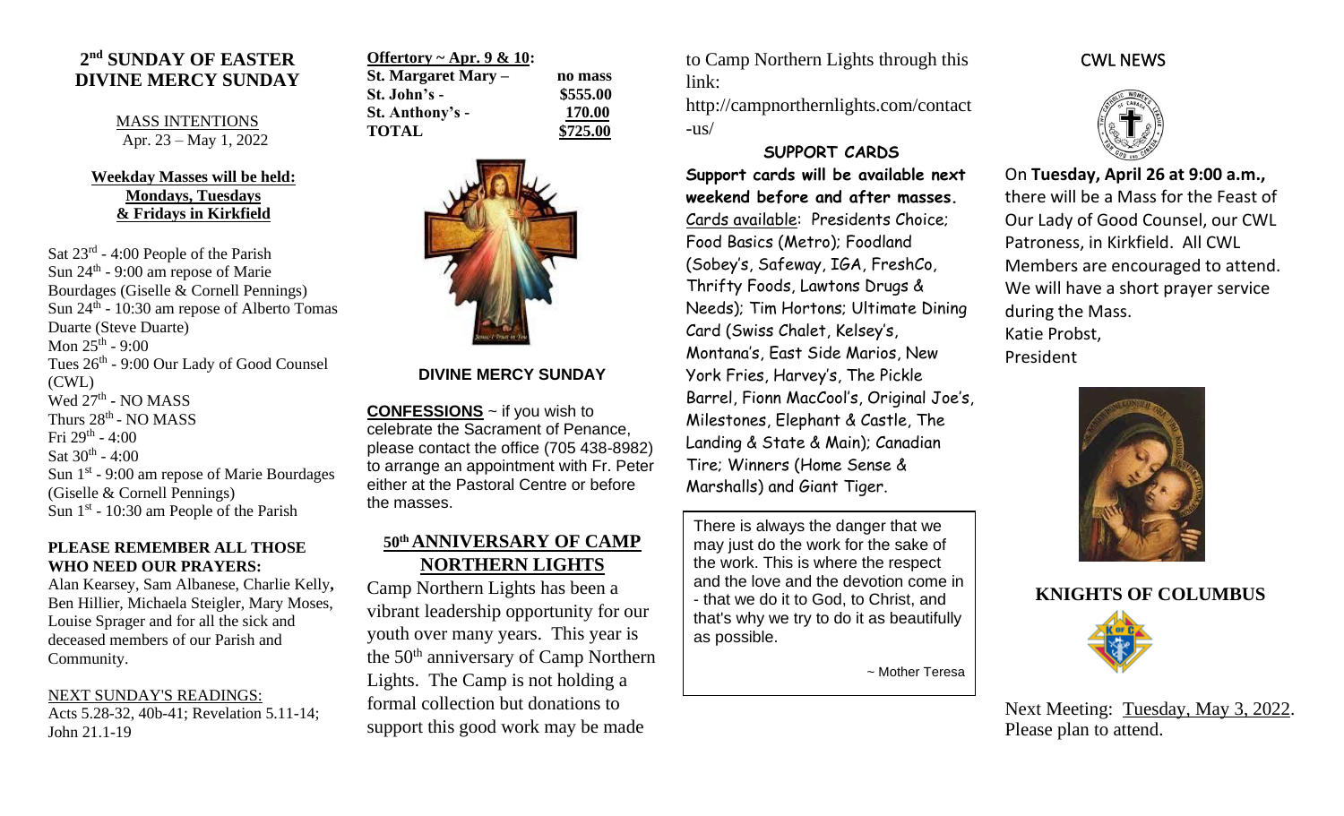# 2nd SUNDAY OF EASTER
# DIVINE MERCY SUNDAY

MASS INTENTIONS
Apr. 23 – May 1, 2022

**Weekday Masses will be held: Mondays, Tuesdays & Fridays in Kirkfield**

Sat 23rd - 4:00 People of the Parish
Sun 24th - 9:00 am repose of Marie Bourdages (Giselle & Cornell Pennings)
Sun 24th - 10:30 am repose of Alberto Tomas Duarte (Steve Duarte)
Mon 25th - 9:00
Tues 26th - 9:00 Our Lady of Good Counsel (CWL)
Wed 27th - NO MASS
Thurs 28th - NO MASS
Fri 29th - 4:00
Sat 30th - 4:00
Sun 1st - 9:00 am repose of Marie Bourdages (Giselle & Cornell Pennings)
Sun 1st - 10:30 am People of the Parish

**PLEASE REMEMBER ALL THOSE WHO NEED OUR PRAYERS:**
Alan Kearsey, Sam Albanese, Charlie Kelly, Ben Hillier, Michaela Steigler, Mary Moses, Louise Sprager and for all the sick and deceased members of our Parish and Community.

NEXT SUNDAY'S READINGS:
Acts 5.28-32, 40b-41; Revelation 5.11-14; John 21.1-19

**Offertory ~ Apr. 9 & 10:**

| | |
|---|---|
| **St. Margaret Mary –** | **no mass** |
| **St. John's -** | **$555.00** |
| **St. Anthony's -** | **170.00** |
| **TOTAL** | **$725.00** |

**DIVINE MERCY SUNDAY**

**CONFESSIONS** ~ if you wish to celebrate the Sacrament of Penance, please contact the office (705 438-8982) to arrange an appointment with Fr. Peter either at the Pastoral Centre or before the masses.

## 50th ANNIVERSARY OF CAMP NORTHERN LIGHTS

Camp Northern Lights has been a vibrant leadership opportunity for our youth over many years. This year is the 50th anniversary of Camp Northern Lights. The Camp is not holding a formal collection but donations to support this good work may be made to Camp Northern Lights through this link:
http://campnorthernlights.com/contact-us/

**SUPPORT CARDS**

**Support cards will be available next weekend before and after masses.**
Cards available: Presidents Choice; Food Basics (Metro); Foodland (Sobey's, Safeway, IGA, FreshCo, Thrifty Foods, Lawtons Drugs & Needs); Tim Hortons; Ultimate Dining Card (Swiss Chalet, Kelsey's, Montana's, East Side Marios, New York Fries, Harvey's, The Pickle Barrel, Fionn MacCool's, Original Joe's, Milestones, Elephant & Castle, The Landing & State & Main); Canadian Tire; Winners (Home Sense & Marshalls) and Giant Tiger.

There is always the danger that we may just do the work for the sake of the work. This is where the respect and the love and the devotion come in - that we do it to God, to Christ, and that's why we try to do it as beautifully as possible.

~ Mother Teresa

## CWL NEWS

On **Tuesday, April 26 at 9:00 a.m.,** there will be a Mass for the Feast of Our Lady of Good Counsel, our CWL Patroness, in Kirkfield. All CWL Members are encouraged to attend. We will have a short prayer service during the Mass.
Katie Probst,
President

## KNIGHTS OF COLUMBUS

Next Meeting: Tuesday, May 3, 2022. Please plan to attend.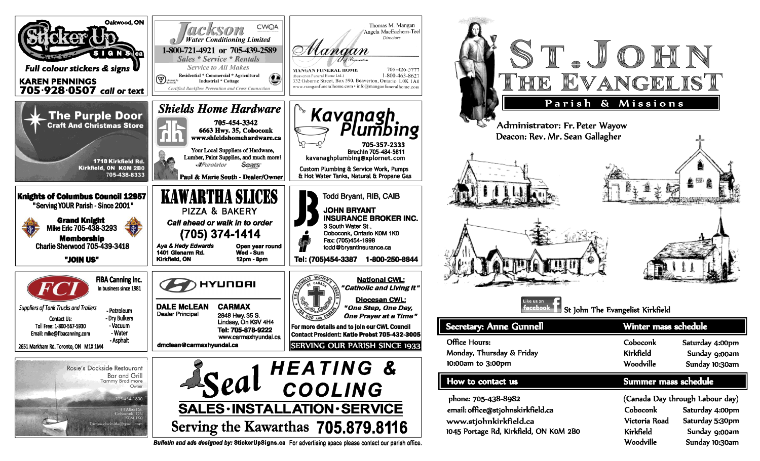Oakwood, ON

**Sticker Up SIGNS .ca**

*Full colour stickers & signs*

**KAREN PENNINGS**
**705·928·0507** *call or text*

---

**Jackson Water Conditioning Limited** CWQA

**1-800-721-4921 or 705-439-2589**

*Sales * Service * Rentals*

*Service to All Makes*

Residential * Commercial * Agricultural
Industrial * Cottage

*Certified Backflow Prevention and Cross Connection*

---

Thomas M. Mangan
Angela MacEachern-Teel
*Directors*

**Mangan** *of Beaverton*

MANGAN FUNERAL HOME 705-426-5777
(Beaverton Funeral Home Ltd.) 1-800-463-8627
332 Osborne Street, Box 590, Beaverton, Ontario L0K 1A0
www.manganfuneralhome.com • info@manganfuneralhome.com

---

**The Purple Door**
**Craft And Christmas Store**

1718 Kirkfield Rd.
Kirkfield, ON K0M 2B0
705-438-8333

---

***Shields Home Hardware***

705-454-3342
6663 Hwy. 35, Coboconk
www.shieldshomehardware.ca

Your Local Suppliers of Hardware, Lumber, Paint Supplies, and much more!

Purolator Sears

**Paul & Marie South - Dealer/Owner**

---

**Kavanagh Plumbing**

705-357-2333
Brechin 705-484-5811
kavanaghplumbing@xplornet.com

Custom Plumbing & Service Work, Pumps
& Hot Water Tanks, Natural & Propane Gas

---

**Knights of Columbus Council 12957**
"Serving YOUR Parish - Since 2001"

**Grand Knight**
Mike Eric 705-438-3293

**Membership**
Charlie Sherwood 705-439-3418

**"JOIN US"**

---

**KAWARTHA SLICES**
PIZZA & BAKERY

*Call ahead or walk in to order*

**(705) 374-1414**

*Aya & Hedy Edwards*
1401 Glenarm Rd.
Kirkfield, ON

*Open year round*
Wed - Sun
12pm - 8pm

---

Todd Bryant, RIB, CAIB

**JOHN BRYANT INSURANCE BROKER INC.**
3 South Water St.,
Coboconk, Ontario K0M 1K0
Fax: (705)454-1998
todd@bryantinsurance.ca

Tel: (705)454-3387 1-800-250-8844

---

**FCI** FIBA Canning Inc.
In business since 1981

*Suppliers of Tank Trucks and Trailers*

- Petroleum
- Dry Bulkers
- Vacuum
- Water
- Asphalt

Contact Us:
Toll Free: 1-800-567-5930
Email: mike@fibacanning.com

2651 Markham Rd. Toronto, ON M1X 1M4

---

**HYUNDAI**

**DALE McLEAN**
Dealer Principal

**CARMAX**
2848 Hwy. 35 S.
Lindsay, On K9V 4H4
**Tel: 705-878-9222**
www.carmaxhyundai.ca

dmclean@carmaxhyundai.ca

---

**National CWL:**
*"Catholic and Living It"*

**Diocesan CWL:**
*"One Step, One Day, One Prayer at a Time"*

For more details and to join our CWL Council
Contact President: Katie Probst 705-432-3005

SERVING OUR PARISH SINCE 1933

---

Rosie's Dockside Restaurant
Bar and Grill
Tammy Brodimore
Owner

705-454-1800
11 Albert St.
Coboconk, ON
K0M 1K0
Tamms.dockside@gmail.com

---

**Seal HEATING & COOLING**

**SALES·INSTALLATION·SERVICE**

Serving the Kawarthas **705.879.8116**

---

*Bulletin and ads designed by: StickerUpSigns.ca* For advertising space please contact our parish office.

---

# ST. JOHN THE EVANGELIST

**Parish & Missions**

Administrator: Fr. Peter Wayow
Deacon: Rev. Mr. Sean Gallagher

Like us on facebook — St John The Evangelist Kirkfield

## Secretary: Anne Gunnell

Office Hours:
Monday, Thursday & Friday
10:00am to 3:00pm

## How to contact us

phone: 705-438-8982
email: office@stjohnskirkfield.ca
www.stjohnkirkfield.ca
1045 Portage Rd, Kirkfield, ON K0M 2B0

## Winter mass schedule

| | |
|---|---|
| Coboconk | Saturday 4:00pm |
| Kirkfield | Sunday 9:00am |
| Woodville | Sunday 10:30am |

## Summer mass schedule

(Canada Day through Labour day)

| | |
|---|---|
| Coboconk | Saturday 4:00pm |
| Victoria Road | Saturday 5:30pm |
| Kirkfield | Sunday 9:00am |
| Woodville | Sunday 10:30am |